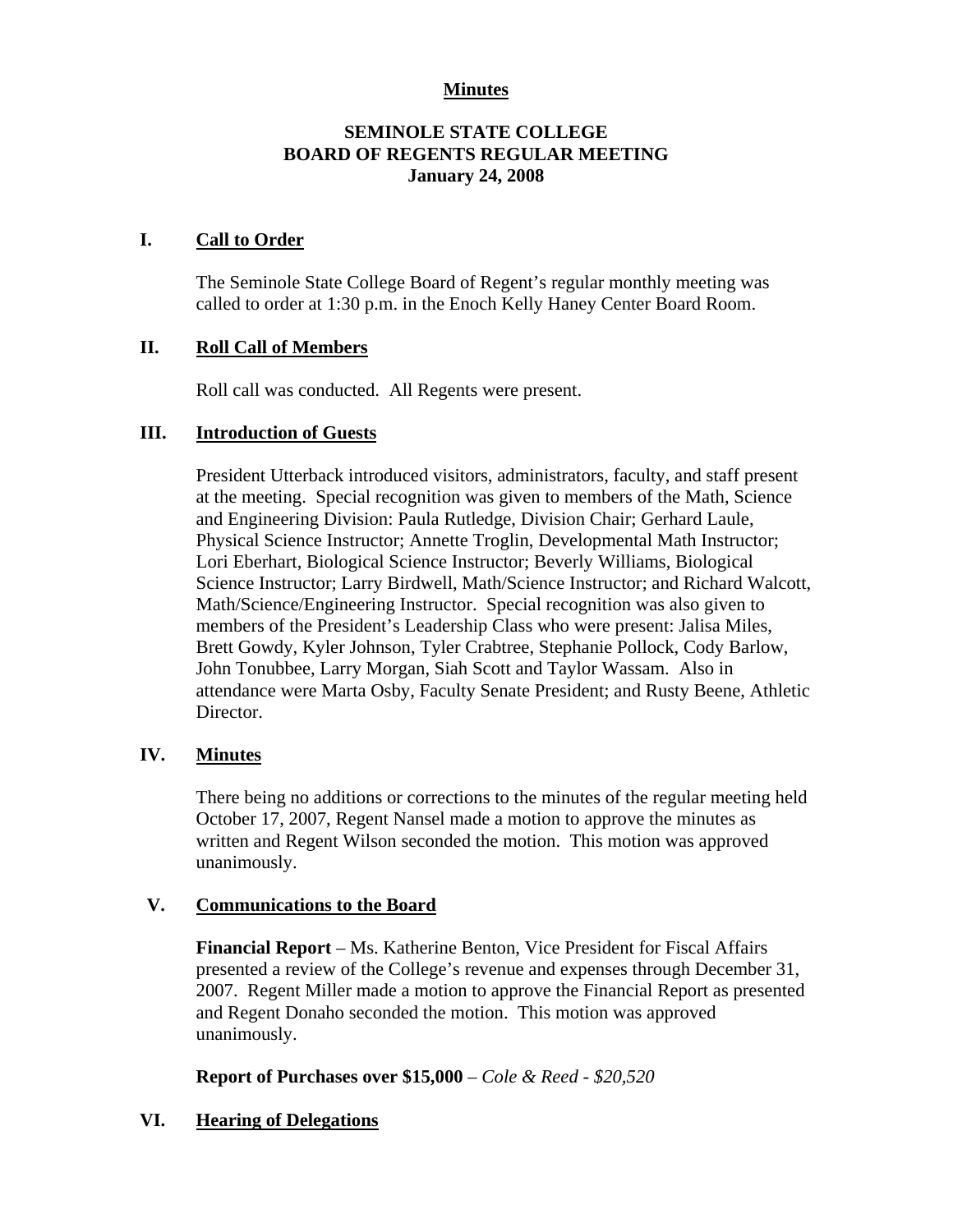**Minutes**

# SEMINOLE STATE COLLEGE
# BOARD OF REGENTS REGULAR MEETING
# January 24, 2008

## I. Call to Order

The Seminole State College Board of Regent's regular monthly meeting was called to order at 1:30 p.m. in the Enoch Kelly Haney Center Board Room.

## II. Roll Call of Members

Roll call was conducted. All Regents were present.

## III. Introduction of Guests

President Utterback introduced visitors, administrators, faculty, and staff present at the meeting. Special recognition was given to members of the Math, Science and Engineering Division: Paula Rutledge, Division Chair; Gerhard Laule, Physical Science Instructor; Annette Troglin, Developmental Math Instructor; Lori Eberhart, Biological Science Instructor; Beverly Williams, Biological Science Instructor; Larry Birdwell, Math/Science Instructor; and Richard Walcott, Math/Science/Engineering Instructor. Special recognition was also given to members of the President's Leadership Class who were present: Jalisa Miles, Brett Gowdy, Kyler Johnson, Tyler Crabtree, Stephanie Pollock, Cody Barlow, John Tonubbee, Larry Morgan, Siah Scott and Taylor Wassam. Also in attendance were Marta Osby, Faculty Senate President; and Rusty Beene, Athletic Director.

## IV. Minutes

There being no additions or corrections to the minutes of the regular meeting held October 17, 2007, Regent Nansel made a motion to approve the minutes as written and Regent Wilson seconded the motion. This motion was approved unanimously.

## V. Communications to the Board

**Financial Report** – Ms. Katherine Benton, Vice President for Fiscal Affairs presented a review of the College's revenue and expenses through December 31, 2007. Regent Miller made a motion to approve the Financial Report as presented and Regent Donaho seconded the motion. This motion was approved unanimously.

**Report of Purchases over $15,000** – *Cole & Reed - $20,520*

## VI. Hearing of Delegations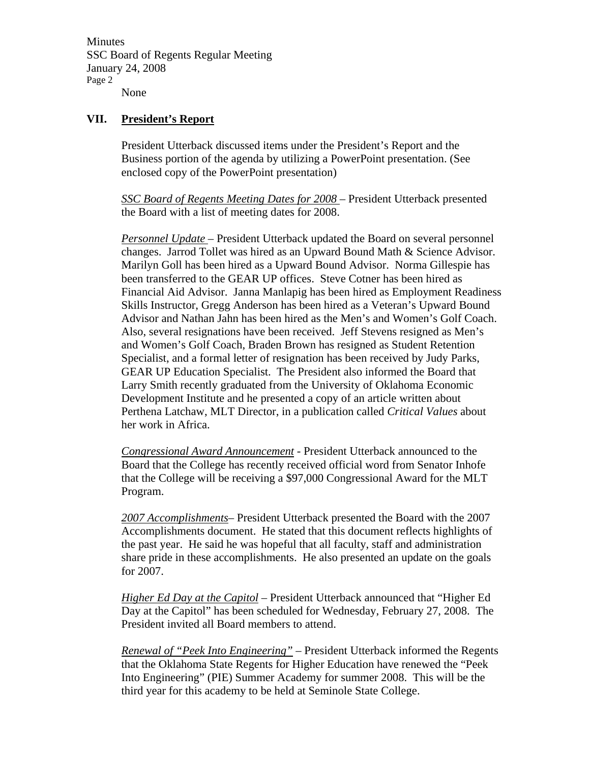None

## VII. <u>President's Report</u>

President Utterback discussed items under the President's Report and the Business portion of the agenda by utilizing a PowerPoint presentation. (See enclosed copy of the PowerPoint presentation)

<u>*SSC Board of Regents Meeting Dates for 2008*</u> – President Utterback presented the Board with a list of meeting dates for 2008.

<u>*Personnel Update*</u> – President Utterback updated the Board on several personnel changes. Jarrod Tollet was hired as an Upward Bound Math & Science Advisor. Marilyn Goll has been hired as a Upward Bound Advisor. Norma Gillespie has been transferred to the GEAR UP offices. Steve Cotner has been hired as Financial Aid Advisor. Janna Manlapig has been hired as Employment Readiness Skills Instructor, Gregg Anderson has been hired as a Veteran's Upward Bound Advisor and Nathan Jahn has been hired as the Men's and Women's Golf Coach. Also, several resignations have been received. Jeff Stevens resigned as Men's and Women's Golf Coach, Braden Brown has resigned as Student Retention Specialist, and a formal letter of resignation has been received by Judy Parks, GEAR UP Education Specialist. The President also informed the Board that Larry Smith recently graduated from the University of Oklahoma Economic Development Institute and he presented a copy of an article written about Perthena Latchaw, MLT Director, in a publication called *Critical Values* about her work in Africa.

<u>*Congressional Award Announcement*</u> - President Utterback announced to the Board that the College has recently received official word from Senator Inhofe that the College will be receiving a $97,000 Congressional Award for the MLT Program.

<u>*2007 Accomplishments*</u>– President Utterback presented the Board with the 2007 Accomplishments document. He stated that this document reflects highlights of the past year. He said he was hopeful that all faculty, staff and administration share pride in these accomplishments. He also presented an update on the goals for 2007.

<u>*Higher Ed Day at the Capitol*</u> – President Utterback announced that "Higher Ed Day at the Capitol" has been scheduled for Wednesday, February 27, 2008. The President invited all Board members to attend.

<u>*Renewal of "Peek Into Engineering"*</u> – President Utterback informed the Regents that the Oklahoma State Regents for Higher Education have renewed the "Peek Into Engineering" (PIE) Summer Academy for summer 2008. This will be the third year for this academy to be held at Seminole State College.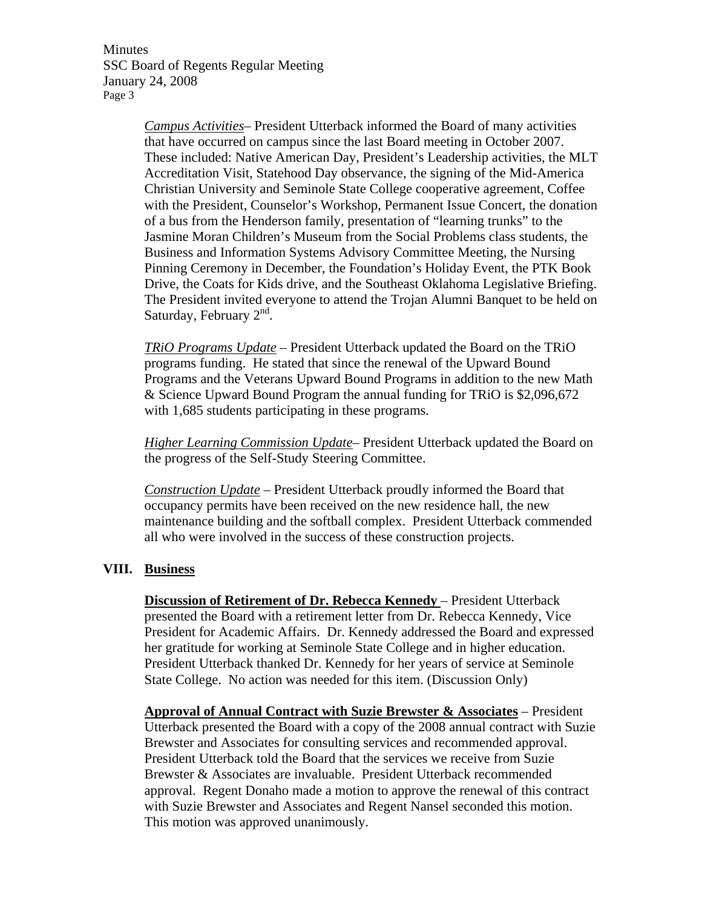*Campus Activities*– President Utterback informed the Board of many activities that have occurred on campus since the last Board meeting in October 2007. These included: Native American Day, President's Leadership activities, the MLT Accreditation Visit, Statehood Day observance, the signing of the Mid-America Christian University and Seminole State College cooperative agreement, Coffee with the President, Counselor's Workshop, Permanent Issue Concert, the donation of a bus from the Henderson family, presentation of "learning trunks" to the Jasmine Moran Children's Museum from the Social Problems class students, the Business and Information Systems Advisory Committee Meeting, the Nursing Pinning Ceremony in December, the Foundation's Holiday Event, the PTK Book Drive, the Coats for Kids drive, and the Southeast Oklahoma Legislative Briefing. The President invited everyone to attend the Trojan Alumni Banquet to be held on Saturday, February 2nd.

*TRiO Programs Update* – President Utterback updated the Board on the TRiO programs funding. He stated that since the renewal of the Upward Bound Programs and the Veterans Upward Bound Programs in addition to the new Math & Science Upward Bound Program the annual funding for TRiO is $2,096,672 with 1,685 students participating in these programs.

*Higher Learning Commission Update*– President Utterback updated the Board on the progress of the Self-Study Steering Committee.

*Construction Update* – President Utterback proudly informed the Board that occupancy permits have been received on the new residence hall, the new maintenance building and the softball complex. President Utterback commended all who were involved in the success of these construction projects.

## VIII. Business

**Discussion of Retirement of Dr. Rebecca Kennedy** – President Utterback presented the Board with a retirement letter from Dr. Rebecca Kennedy, Vice President for Academic Affairs. Dr. Kennedy addressed the Board and expressed her gratitude for working at Seminole State College and in higher education. President Utterback thanked Dr. Kennedy for her years of service at Seminole State College. No action was needed for this item. (Discussion Only)

**Approval of Annual Contract with Suzie Brewster & Associates** – President Utterback presented the Board with a copy of the 2008 annual contract with Suzie Brewster and Associates for consulting services and recommended approval. President Utterback told the Board that the services we receive from Suzie Brewster & Associates are invaluable. President Utterback recommended approval. Regent Donaho made a motion to approve the renewal of this contract with Suzie Brewster and Associates and Regent Nansel seconded this motion. This motion was approved unanimously.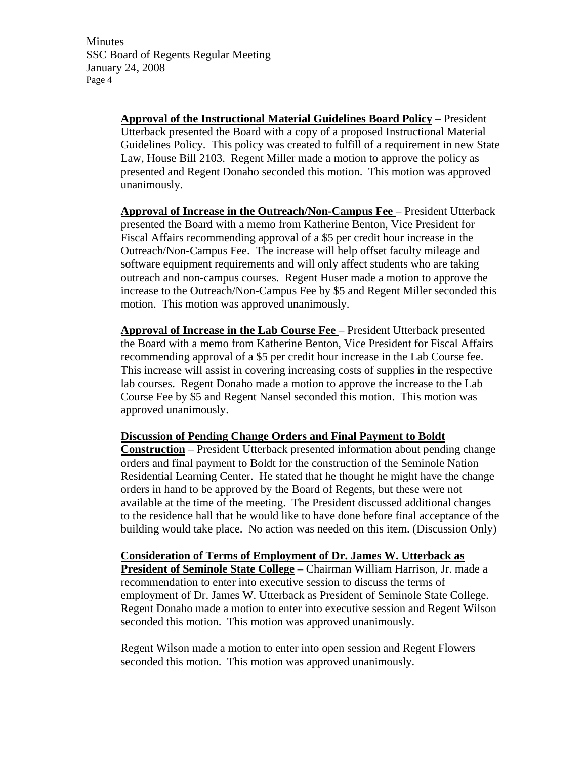**Approval of the Instructional Material Guidelines Board Policy** – President Utterback presented the Board with a copy of a proposed Instructional Material Guidelines Policy. This policy was created to fulfill of a requirement in new State Law, House Bill 2103. Regent Miller made a motion to approve the policy as presented and Regent Donaho seconded this motion. This motion was approved unanimously.

**Approval of Increase in the Outreach/Non-Campus Fee** – President Utterback presented the Board with a memo from Katherine Benton, Vice President for Fiscal Affairs recommending approval of a $5 per credit hour increase in the Outreach/Non-Campus Fee. The increase will help offset faculty mileage and software equipment requirements and will only affect students who are taking outreach and non-campus courses. Regent Huser made a motion to approve the increase to the Outreach/Non-Campus Fee by $5 and Regent Miller seconded this motion. This motion was approved unanimously.

**Approval of Increase in the Lab Course Fee** – President Utterback presented the Board with a memo from Katherine Benton, Vice President for Fiscal Affairs recommending approval of a $5 per credit hour increase in the Lab Course fee. This increase will assist in covering increasing costs of supplies in the respective lab courses. Regent Donaho made a motion to approve the increase to the Lab Course Fee by $5 and Regent Nansel seconded this motion. This motion was approved unanimously.

**Discussion of Pending Change Orders and Final Payment to Boldt Construction** – President Utterback presented information about pending change orders and final payment to Boldt for the construction of the Seminole Nation Residential Learning Center. He stated that he thought he might have the change orders in hand to be approved by the Board of Regents, but these were not available at the time of the meeting. The President discussed additional changes to the residence hall that he would like to have done before final acceptance of the building would take place. No action was needed on this item. (Discussion Only)

**Consideration of Terms of Employment of Dr. James W. Utterback as President of Seminole State College** – Chairman William Harrison, Jr. made a recommendation to enter into executive session to discuss the terms of employment of Dr. James W. Utterback as President of Seminole State College. Regent Donaho made a motion to enter into executive session and Regent Wilson seconded this motion. This motion was approved unanimously.

Regent Wilson made a motion to enter into open session and Regent Flowers seconded this motion. This motion was approved unanimously.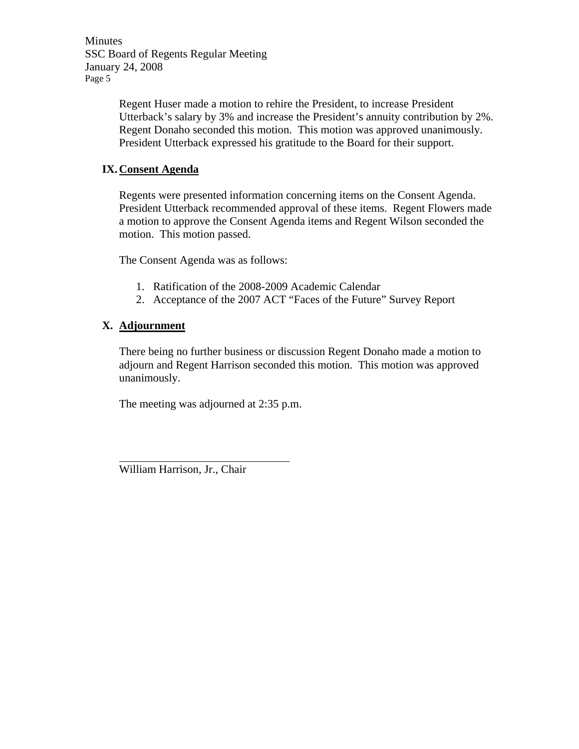Regent Huser made a motion to rehire the President, to increase President Utterback's salary by 3% and increase the President's annuity contribution by 2%. Regent Donaho seconded this motion. This motion was approved unanimously. President Utterback expressed his gratitude to the Board for their support.

## IX. Consent Agenda

Regents were presented information concerning items on the Consent Agenda. President Utterback recommended approval of these items. Regent Flowers made a motion to approve the Consent Agenda items and Regent Wilson seconded the motion. This motion passed.

The Consent Agenda was as follows:

1. Ratification of the 2008-2009 Academic Calendar
2. Acceptance of the 2007 ACT "Faces of the Future" Survey Report

## X. Adjournment

There being no further business or discussion Regent Donaho made a motion to adjourn and Regent Harrison seconded this motion. This motion was approved unanimously.

The meeting was adjourned at 2:35 p.m.

\_\_\_\_\_\_\_\_\_\_\_\_\_\_\_\_\_\_\_\_\_\_\_\_\_\_\_\_\_\_

William Harrison, Jr., Chair